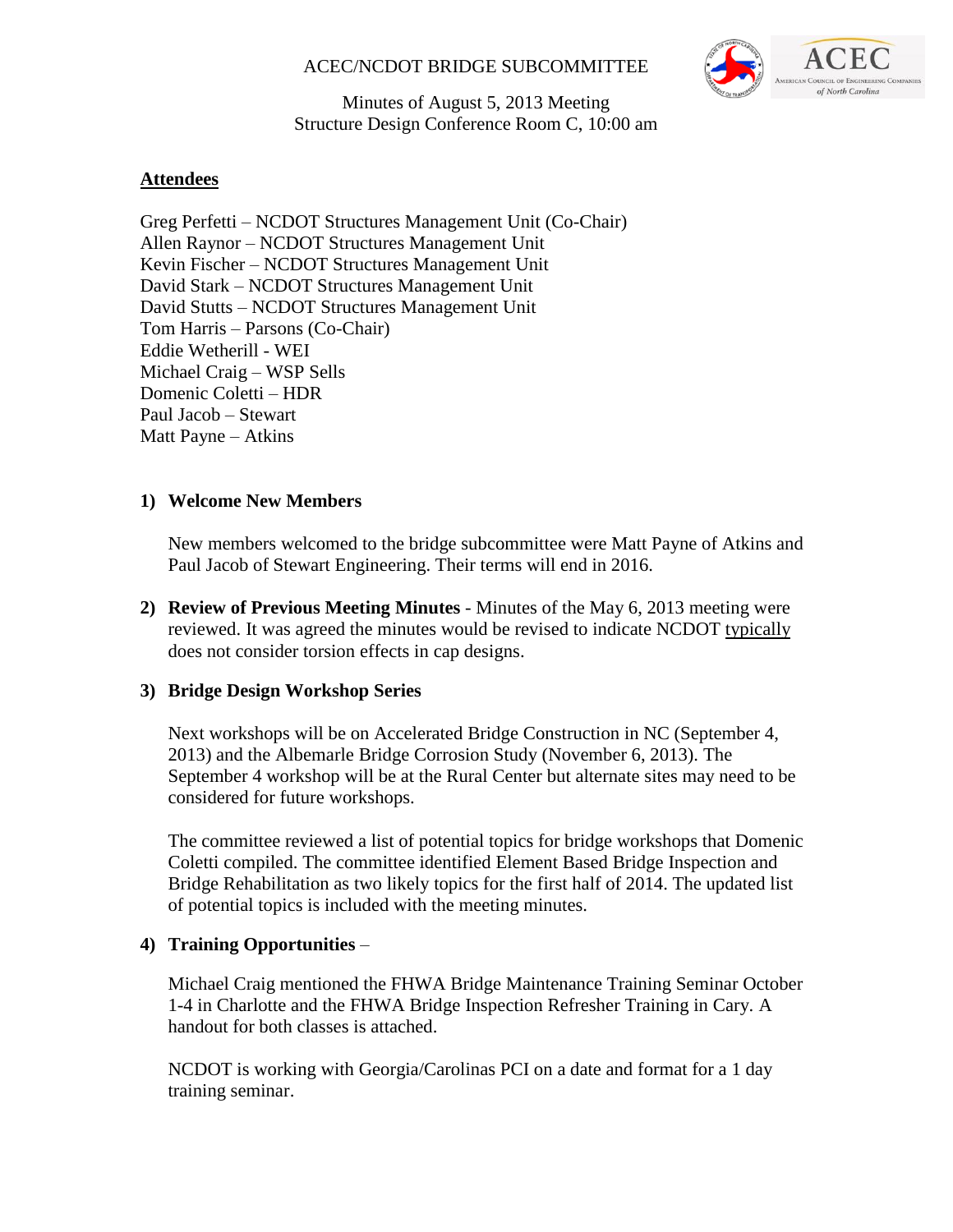# ACEC/NCDOT BRIDGE SUBCOMMITTEE

Minutes of August 5, 2013 Meeting
Structure Design Conference Room C, 10:00 am

## Attendees

Greg Perfetti – NCDOT Structures Management Unit (Co-Chair)
Allen Raynor – NCDOT Structures Management Unit
Kevin Fischer – NCDOT Structures Management Unit
David Stark – NCDOT Structures Management Unit
David Stutts – NCDOT Structures Management Unit
Tom Harris – Parsons (Co-Chair)
Eddie Wetherill - WEI
Michael Craig – WSP Sells
Domenic Coletti – HDR
Paul Jacob – Stewart
Matt Payne – Atkins

1) **Welcome New Members**

   New members welcomed to the bridge subcommittee were Matt Payne of Atkins and Paul Jacob of Stewart Engineering. Their terms will end in 2016.

2) **Review of Previous Meeting Minutes** - Minutes of the May 6, 2013 meeting were reviewed. It was agreed the minutes would be revised to indicate NCDOT typically does not consider torsion effects in cap designs.

3) **Bridge Design Workshop Series**

   Next workshops will be on Accelerated Bridge Construction in NC (September 4, 2013) and the Albemarle Bridge Corrosion Study (November 6, 2013). The September 4 workshop will be at the Rural Center but alternate sites may need to be considered for future workshops.

   The committee reviewed a list of potential topics for bridge workshops that Domenic Coletti compiled. The committee identified Element Based Bridge Inspection and Bridge Rehabilitation as two likely topics for the first half of 2014. The updated list of potential topics is included with the meeting minutes.

4) **Training Opportunities** –

   Michael Craig mentioned the FHWA Bridge Maintenance Training Seminar October 1-4 in Charlotte and the FHWA Bridge Inspection Refresher Training in Cary. A handout for both classes is attached.

   NCDOT is working with Georgia/Carolinas PCI on a date and format for a 1 day training seminar.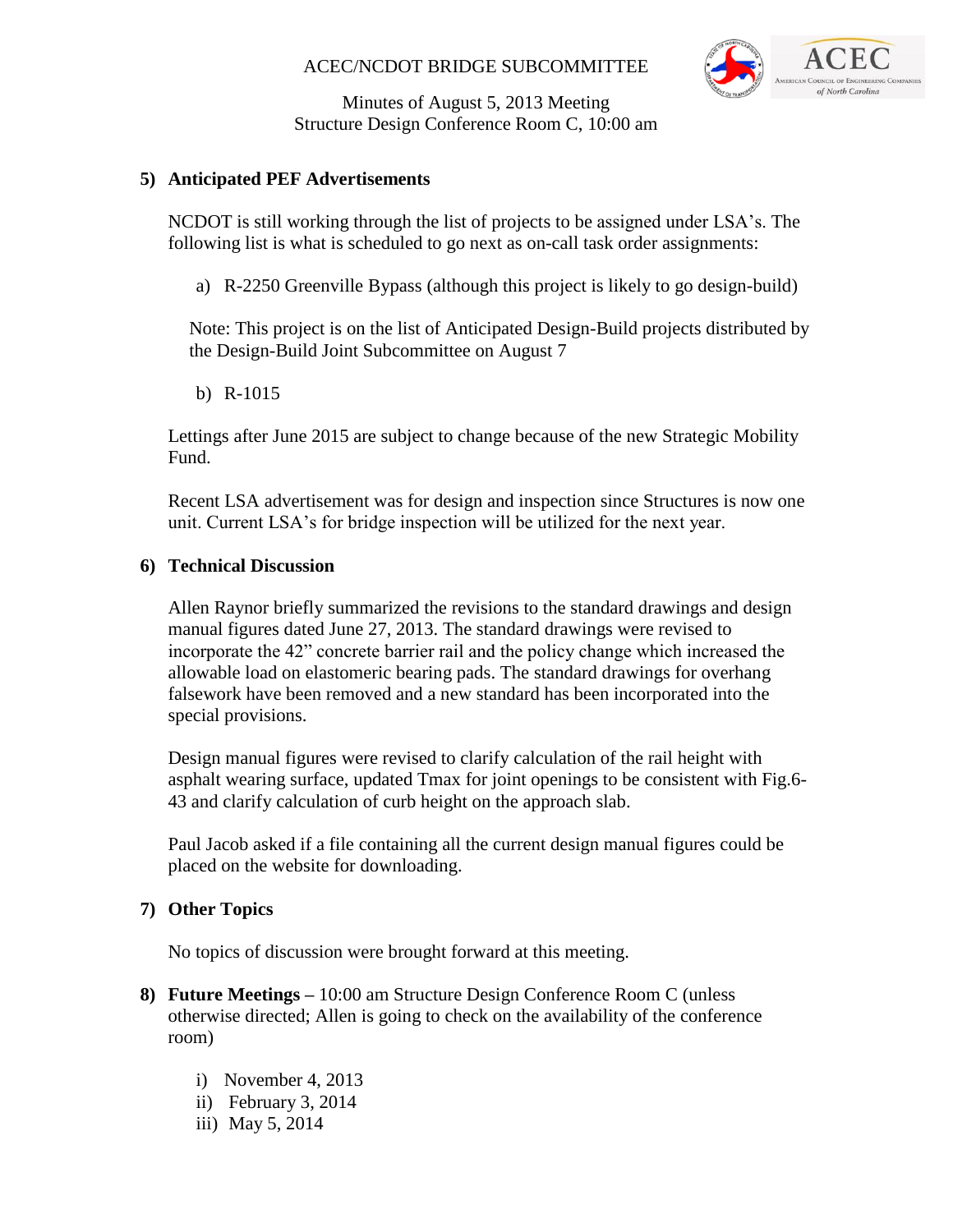## 5) Anticipated PEF Advertisements

NCDOT is still working through the list of projects to be assigned under LSA's. The following list is what is scheduled to go next as on-call task order assignments:

a) R-2250 Greenville Bypass (although this project is likely to go design-build)

Note: This project is on the list of Anticipated Design-Build projects distributed by the Design-Build Joint Subcommittee on August 7

b) R-1015

Lettings after June 2015 are subject to change because of the new Strategic Mobility Fund.

Recent LSA advertisement was for design and inspection since Structures is now one unit. Current LSA's for bridge inspection will be utilized for the next year.

## 6) Technical Discussion

Allen Raynor briefly summarized the revisions to the standard drawings and design manual figures dated June 27, 2013. The standard drawings were revised to incorporate the 42" concrete barrier rail and the policy change which increased the allowable load on elastomeric bearing pads. The standard drawings for overhang falsework have been removed and a new standard has been incorporated into the special provisions.

Design manual figures were revised to clarify calculation of the rail height with asphalt wearing surface, updated Tmax for joint openings to be consistent with Fig.6-43 and clarify calculation of curb height on the approach slab.

Paul Jacob asked if a file containing all the current design manual figures could be placed on the website for downloading.

## 7) Other Topics

No topics of discussion were brought forward at this meeting.

## 8) Future Meetings – 10:00 am Structure Design Conference Room C (unless otherwise directed; Allen is going to check on the availability of the conference room)

i) November 4, 2013
ii) February 3, 2014
iii) May 5, 2014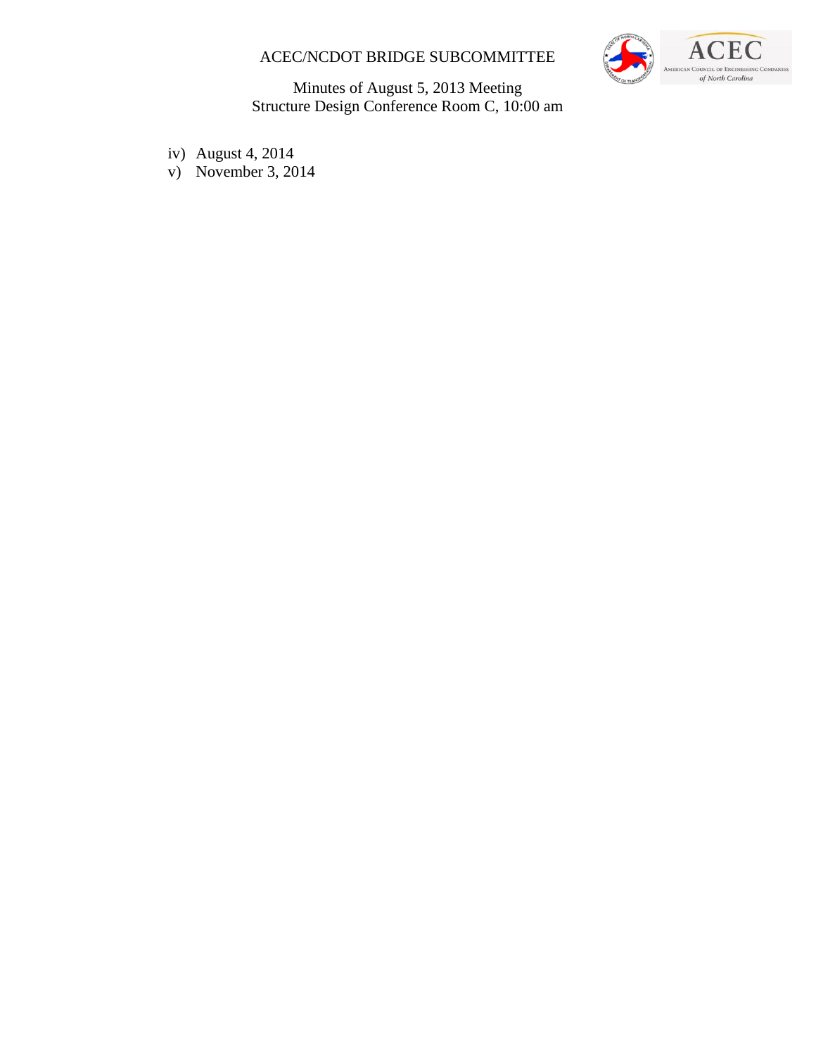iv) August 4, 2014
v) November 3, 2014